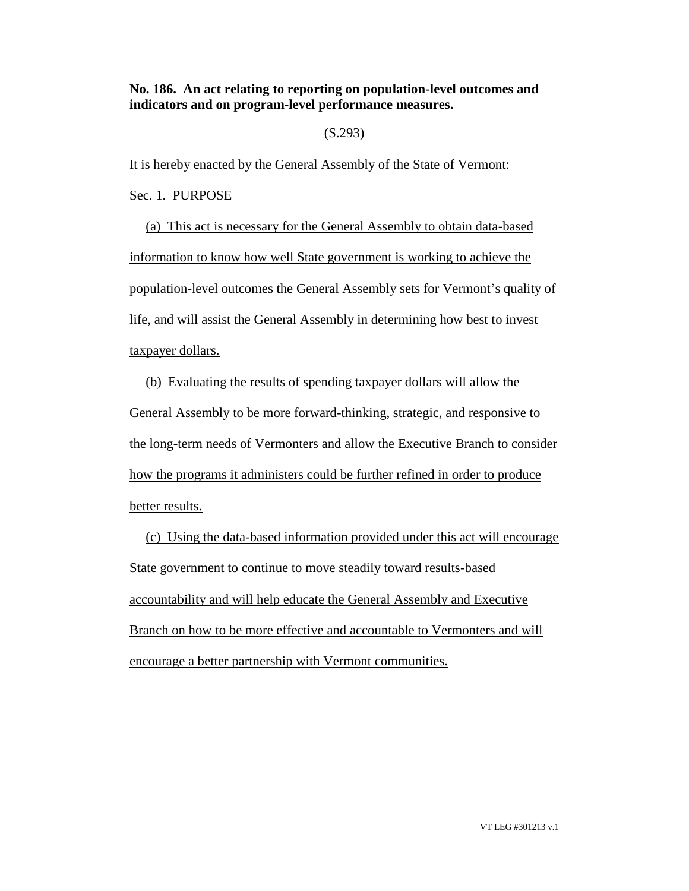**No. 186. An act relating to reporting on population-level outcomes and indicators and on program-level performance measures.**

(S.293)

It is hereby enacted by the General Assembly of the State of Vermont:

Sec. 1. PURPOSE

(a) This act is necessary for the General Assembly to obtain data-based information to know how well State government is working to achieve the population-level outcomes the General Assembly sets for Vermont's quality of life, and will assist the General Assembly in determining how best to invest taxpayer dollars.

(b) Evaluating the results of spending taxpayer dollars will allow the General Assembly to be more forward-thinking, strategic, and responsive to the long-term needs of Vermonters and allow the Executive Branch to consider how the programs it administers could be further refined in order to produce better results.

(c) Using the data-based information provided under this act will encourage State government to continue to move steadily toward results-based accountability and will help educate the General Assembly and Executive Branch on how to be more effective and accountable to Vermonters and will encourage a better partnership with Vermont communities.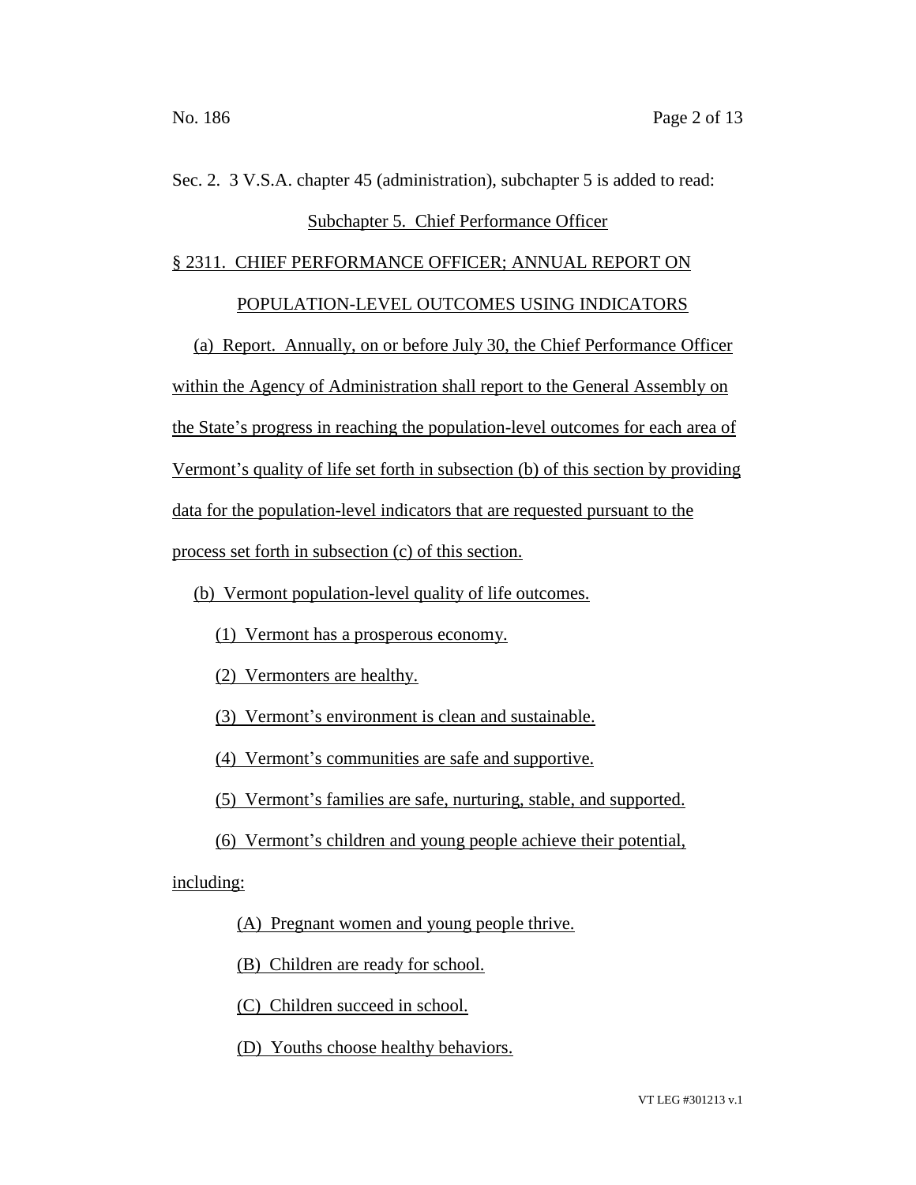Sec. 2. 3 V.S.A. chapter 45 (administration), subchapter 5 is added to read:

Subchapter 5. Chief Performance Officer

§ 2311. CHIEF PERFORMANCE OFFICER; ANNUAL REPORT ON POPULATION-LEVEL OUTCOMES USING INDICATORS

(a) Report. Annually, on or before July 30, the Chief Performance Officer within the Agency of Administration shall report to the General Assembly on the State's progress in reaching the population-level outcomes for each area of Vermont's quality of life set forth in subsection (b) of this section by providing data for the population-level indicators that are requested pursuant to the process set forth in subsection (c) of this section.

(b) Vermont population-level quality of life outcomes.

(1) Vermont has a prosperous economy.

(2) Vermonters are healthy.

(3) Vermont's environment is clean and sustainable.

(4) Vermont's communities are safe and supportive.

(5) Vermont's families are safe, nurturing, stable, and supported.

(6) Vermont's children and young people achieve their potential, including:

(A) Pregnant women and young people thrive.

(B) Children are ready for school.

(C) Children succeed in school.

(D) Youths choose healthy behaviors.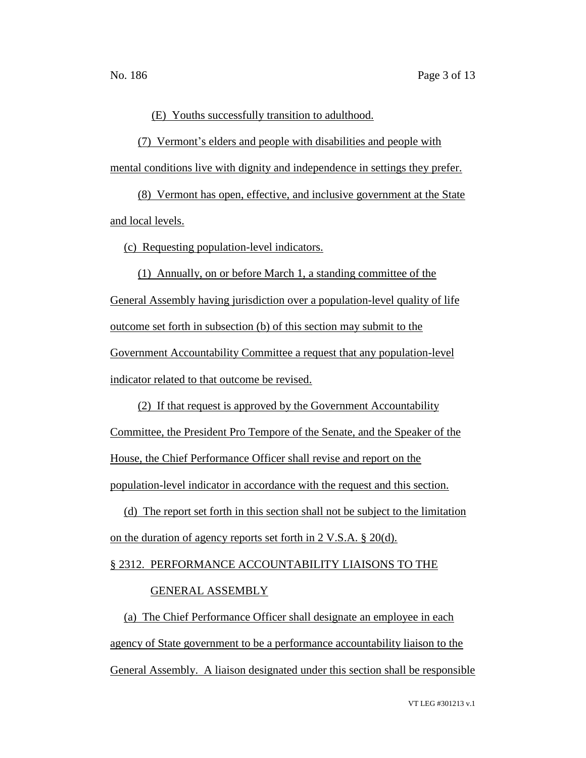(E) Youths successfully transition to adulthood.

(7) Vermont's elders and people with disabilities and people with mental conditions live with dignity and independence in settings they prefer.

(8) Vermont has open, effective, and inclusive government at the State and local levels.

(c) Requesting population-level indicators.

(1) Annually, on or before March 1, a standing committee of the General Assembly having jurisdiction over a population-level quality of life outcome set forth in subsection (b) of this section may submit to the Government Accountability Committee a request that any population-level indicator related to that outcome be revised.

(2) If that request is approved by the Government Accountability Committee, the President Pro Tempore of the Senate, and the Speaker of the House, the Chief Performance Officer shall revise and report on the population-level indicator in accordance with the request and this section.

(d) The report set forth in this section shall not be subject to the limitation on the duration of agency reports set forth in 2 V.S.A. § 20(d).

§ 2312. PERFORMANCE ACCOUNTABILITY LIAISONS TO THE GENERAL ASSEMBLY

(a) The Chief Performance Officer shall designate an employee in each agency of State government to be a performance accountability liaison to the General Assembly. A liaison designated under this section shall be responsible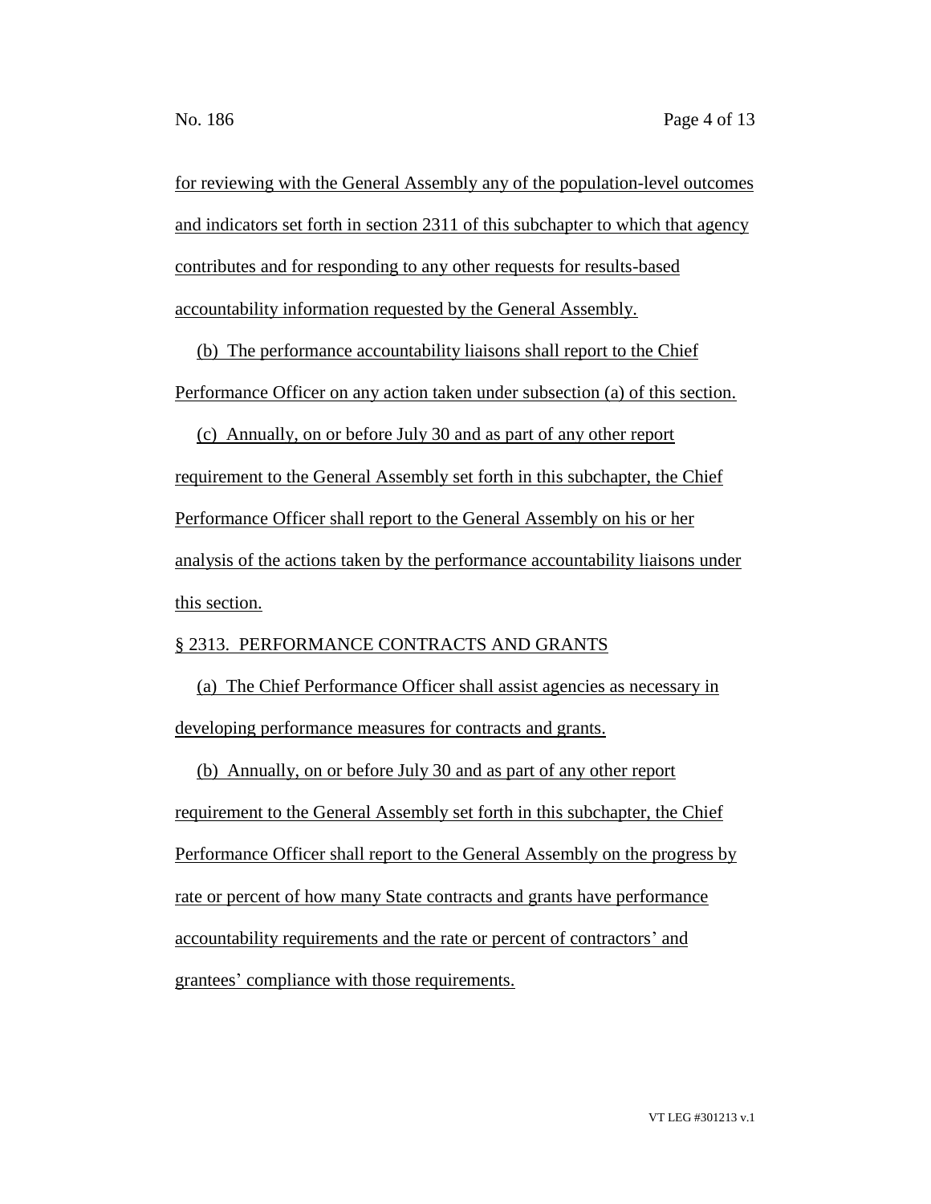for reviewing with the General Assembly any of the population-level outcomes and indicators set forth in section 2311 of this subchapter to which that agency contributes and for responding to any other requests for results-based accountability information requested by the General Assembly.

(b) The performance accountability liaisons shall report to the Chief Performance Officer on any action taken under subsection (a) of this section.

(c) Annually, on or before July 30 and as part of any other report requirement to the General Assembly set forth in this subchapter, the Chief Performance Officer shall report to the General Assembly on his or her analysis of the actions taken by the performance accountability liaisons under this section.

§ 2313. PERFORMANCE CONTRACTS AND GRANTS

(a) The Chief Performance Officer shall assist agencies as necessary in developing performance measures for contracts and grants.

(b) Annually, on or before July 30 and as part of any other report requirement to the General Assembly set forth in this subchapter, the Chief Performance Officer shall report to the General Assembly on the progress by rate or percent of how many State contracts and grants have performance accountability requirements and the rate or percent of contractors' and grantees' compliance with those requirements.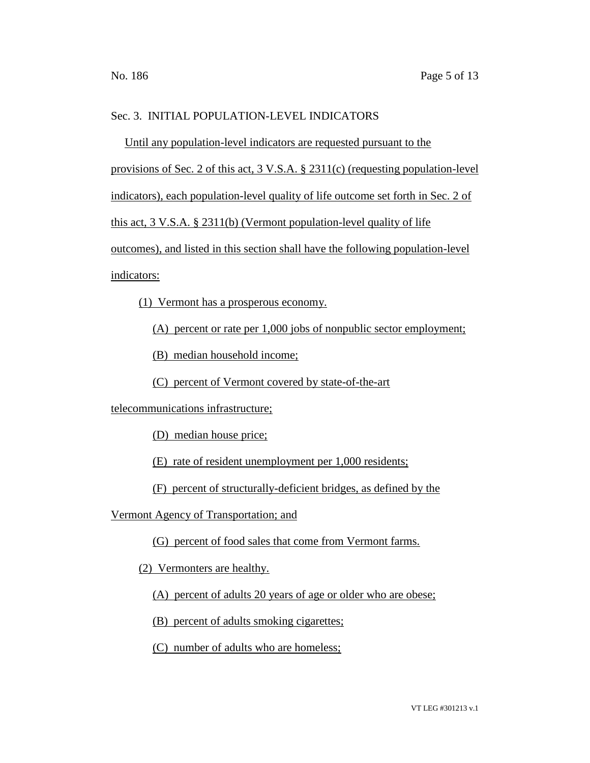Sec. 3. INITIAL POPULATION-LEVEL INDICATORS

Until any population-level indicators are requested pursuant to the provisions of Sec. 2 of this act, 3 V.S.A. § 2311(c) (requesting population-level indicators), each population-level quality of life outcome set forth in Sec. 2 of this act, 3 V.S.A. § 2311(b) (Vermont population-level quality of life outcomes), and listed in this section shall have the following population-level indicators:

(1) Vermont has a prosperous economy.

(A) percent or rate per 1,000 jobs of nonpublic sector employment;

(B) median household income;

(C) percent of Vermont covered by state-of-the-art telecommunications infrastructure;

(D) median house price;

(E) rate of resident unemployment per 1,000 residents;

(F) percent of structurally-deficient bridges, as defined by the Vermont Agency of Transportation; and

(G) percent of food sales that come from Vermont farms.

(2) Vermonters are healthy.

(A) percent of adults 20 years of age or older who are obese;

(B) percent of adults smoking cigarettes;

(C) number of adults who are homeless;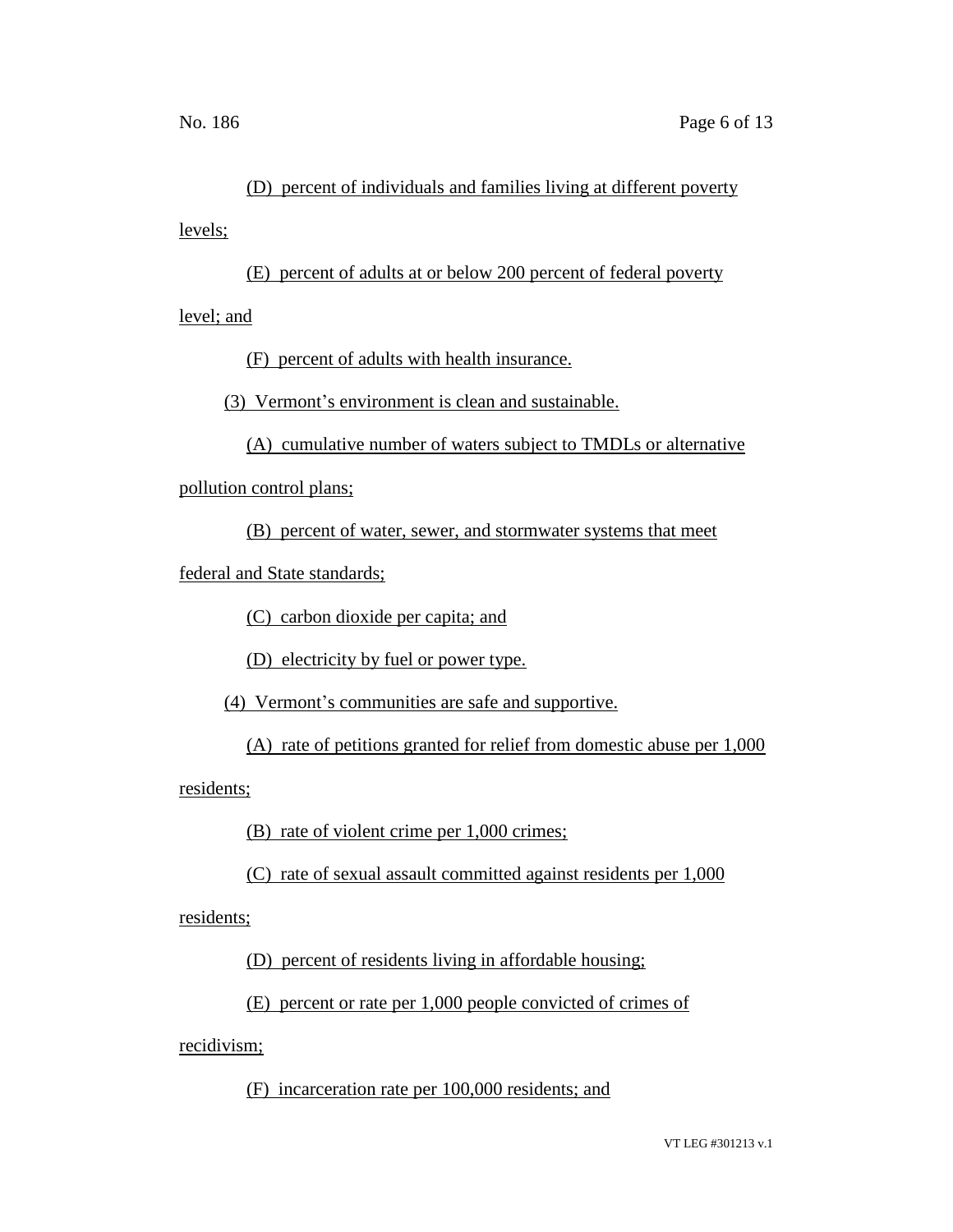(D) percent of individuals and families living at different poverty levels;

(E) percent of adults at or below 200 percent of federal poverty level; and

(F) percent of adults with health insurance.

(3) Vermont's environment is clean and sustainable.

(A) cumulative number of waters subject to TMDLs or alternative pollution control plans;

(B) percent of water, sewer, and stormwater systems that meet federal and State standards;

(C) carbon dioxide per capita; and

(D) electricity by fuel or power type.

(4) Vermont's communities are safe and supportive.

(A) rate of petitions granted for relief from domestic abuse per 1,000 residents;

(B) rate of violent crime per 1,000 crimes;

(C) rate of sexual assault committed against residents per 1,000 residents;

(D) percent of residents living in affordable housing;

(E) percent or rate per 1,000 people convicted of crimes of recidivism;

(F) incarceration rate per 100,000 residents; and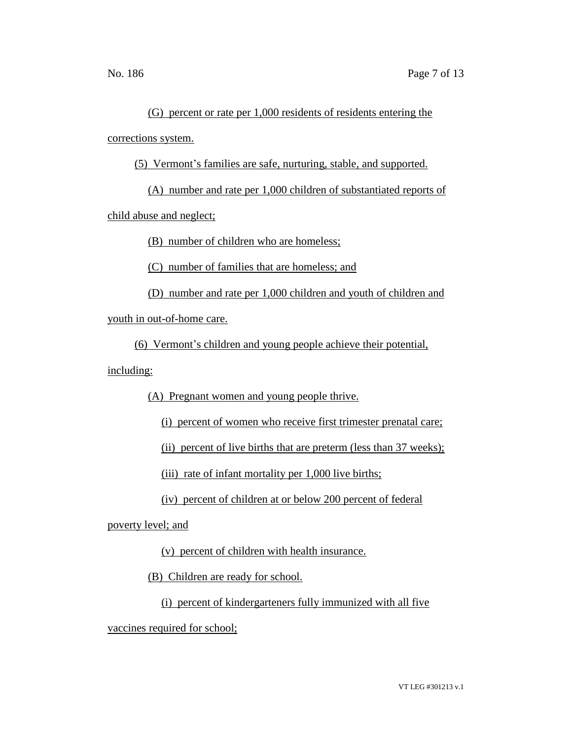(G) percent or rate per 1,000 residents of residents entering the corrections system.

(5) Vermont's families are safe, nurturing, stable, and supported.

(A) number and rate per 1,000 children of substantiated reports of child abuse and neglect;

(B) number of children who are homeless;

(C) number of families that are homeless; and

(D) number and rate per 1,000 children and youth of children and youth in out-of-home care.

(6) Vermont's children and young people achieve their potential, including:

(A) Pregnant women and young people thrive.

(i) percent of women who receive first trimester prenatal care;

(ii) percent of live births that are preterm (less than 37 weeks);

(iii) rate of infant mortality per 1,000 live births;

(iv) percent of children at or below 200 percent of federal poverty level; and

(v) percent of children with health insurance.

(B) Children are ready for school.

(i) percent of kindergarteners fully immunized with all five vaccines required for school;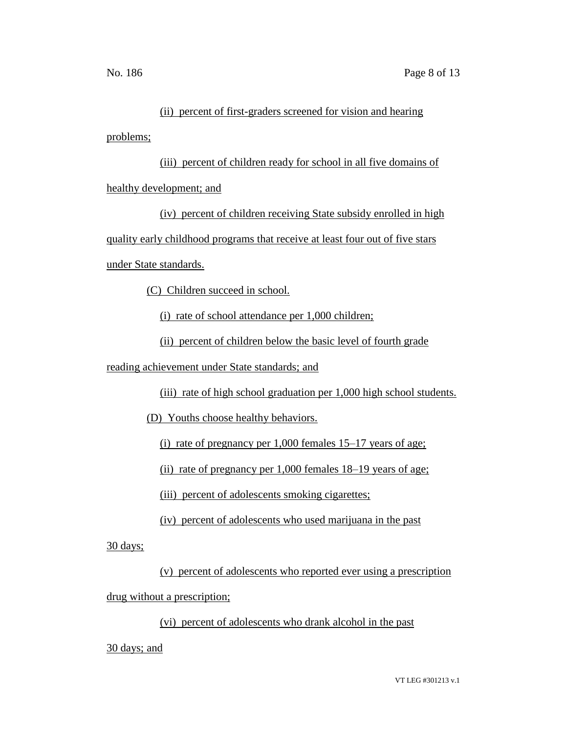(ii) percent of first-graders screened for vision and hearing problems;

(iii) percent of children ready for school in all five domains of healthy development; and

(iv) percent of children receiving State subsidy enrolled in high quality early childhood programs that receive at least four out of five stars under State standards.

(C) Children succeed in school.

(i) rate of school attendance per 1,000 children;

(ii) percent of children below the basic level of fourth grade reading achievement under State standards; and

(iii) rate of high school graduation per 1,000 high school students.

(D) Youths choose healthy behaviors.

(i) rate of pregnancy per 1,000 females 15–17 years of age;

(ii) rate of pregnancy per 1,000 females 18–19 years of age;

(iii) percent of adolescents smoking cigarettes;

(iv) percent of adolescents who used marijuana in the past 30 days;

(v) percent of adolescents who reported ever using a prescription drug without a prescription;

(vi) percent of adolescents who drank alcohol in the past 30 days; and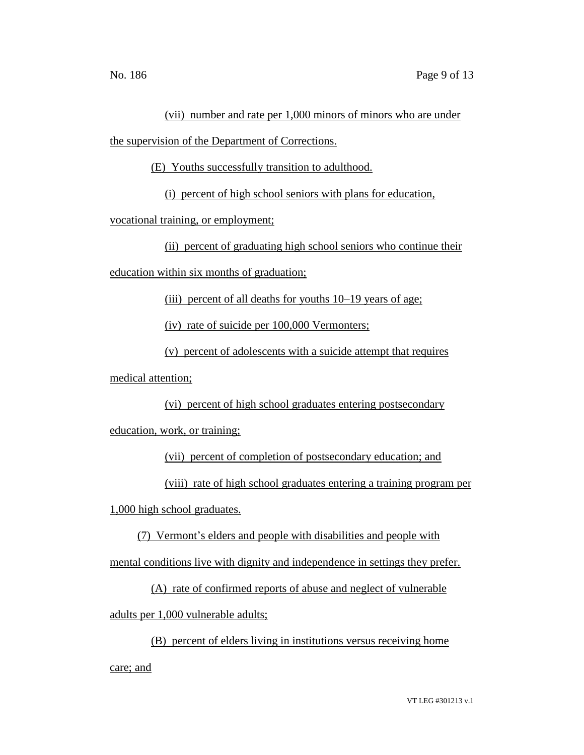(vii) number and rate per 1,000 minors of minors who are under the supervision of the Department of Corrections.

(E) Youths successfully transition to adulthood.

(i) percent of high school seniors with plans for education, vocational training, or employment;

(ii) percent of graduating high school seniors who continue their education within six months of graduation;

(iii) percent of all deaths for youths 10–19 years of age;

(iv) rate of suicide per 100,000 Vermonters;

(v) percent of adolescents with a suicide attempt that requires medical attention;

(vi) percent of high school graduates entering postsecondary education, work, or training;

(vii) percent of completion of postsecondary education; and

(viii) rate of high school graduates entering a training program per 1,000 high school graduates.

(7) Vermont's elders and people with disabilities and people with mental conditions live with dignity and independence in settings they prefer.

(A) rate of confirmed reports of abuse and neglect of vulnerable adults per 1,000 vulnerable adults;

(B) percent of elders living in institutions versus receiving home care; and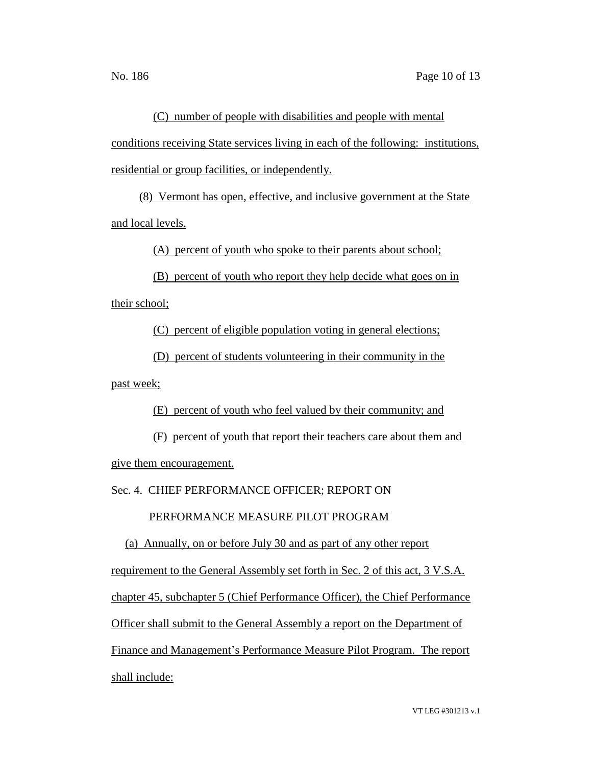(C) number of people with disabilities and people with mental conditions receiving State services living in each of the following: institutions, residential or group facilities, or independently.

(8) Vermont has open, effective, and inclusive government at the State and local levels.

(A) percent of youth who spoke to their parents about school;

(B) percent of youth who report they help decide what goes on in their school;

(C) percent of eligible population voting in general elections;

(D) percent of students volunteering in their community in the past week;

(E) percent of youth who feel valued by their community; and

(F) percent of youth that report their teachers care about them and give them encouragement.

Sec. 4. CHIEF PERFORMANCE OFFICER; REPORT ON PERFORMANCE MEASURE PILOT PROGRAM

(a) Annually, on or before July 30 and as part of any other report requirement to the General Assembly set forth in Sec. 2 of this act, 3 V.S.A. chapter 45, subchapter 5 (Chief Performance Officer), the Chief Performance Officer shall submit to the General Assembly a report on the Department of Finance and Management's Performance Measure Pilot Program. The report shall include: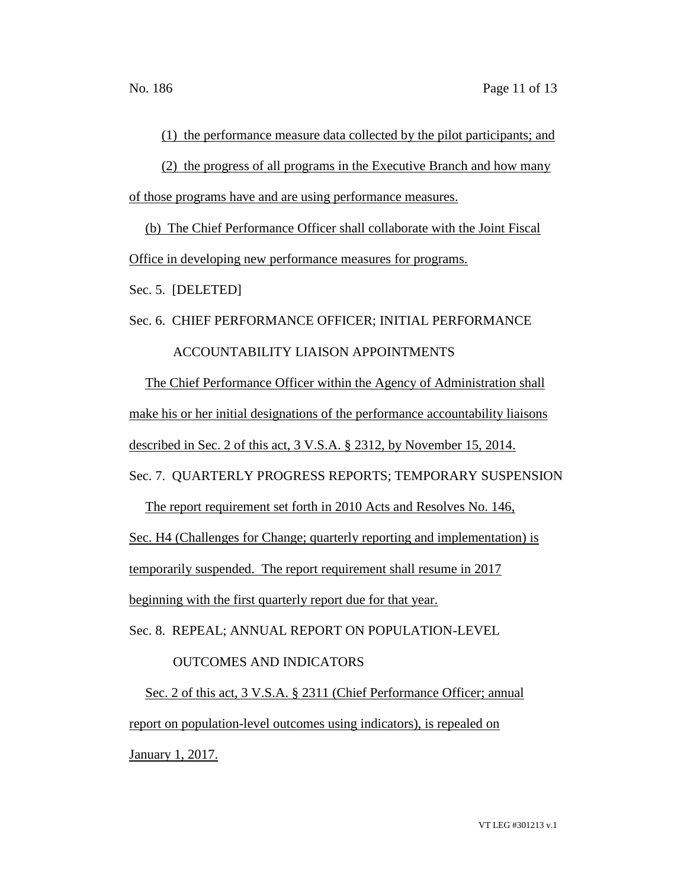(1) the performance measure data collected by the pilot participants; and

(2) the progress of all programs in the Executive Branch and how many of those programs have and are using performance measures.

(b) The Chief Performance Officer shall collaborate with the Joint Fiscal Office in developing new performance measures for programs.

Sec. 5. [DELETED]

Sec. 6. CHIEF PERFORMANCE OFFICER; INITIAL PERFORMANCE ACCOUNTABILITY LIAISON APPOINTMENTS

The Chief Performance Officer within the Agency of Administration shall make his or her initial designations of the performance accountability liaisons described in Sec. 2 of this act, 3 V.S.A. § 2312, by November 15, 2014.

Sec. 7. QUARTERLY PROGRESS REPORTS; TEMPORARY SUSPENSION

The report requirement set forth in 2010 Acts and Resolves No. 146, Sec. H4 (Challenges for Change; quarterly reporting and implementation) is temporarily suspended. The report requirement shall resume in 2017 beginning with the first quarterly report due for that year.

Sec. 8. REPEAL; ANNUAL REPORT ON POPULATION-LEVEL OUTCOMES AND INDICATORS

Sec. 2 of this act, 3 V.S.A. § 2311 (Chief Performance Officer; annual report on population-level outcomes using indicators), is repealed on January 1, 2017.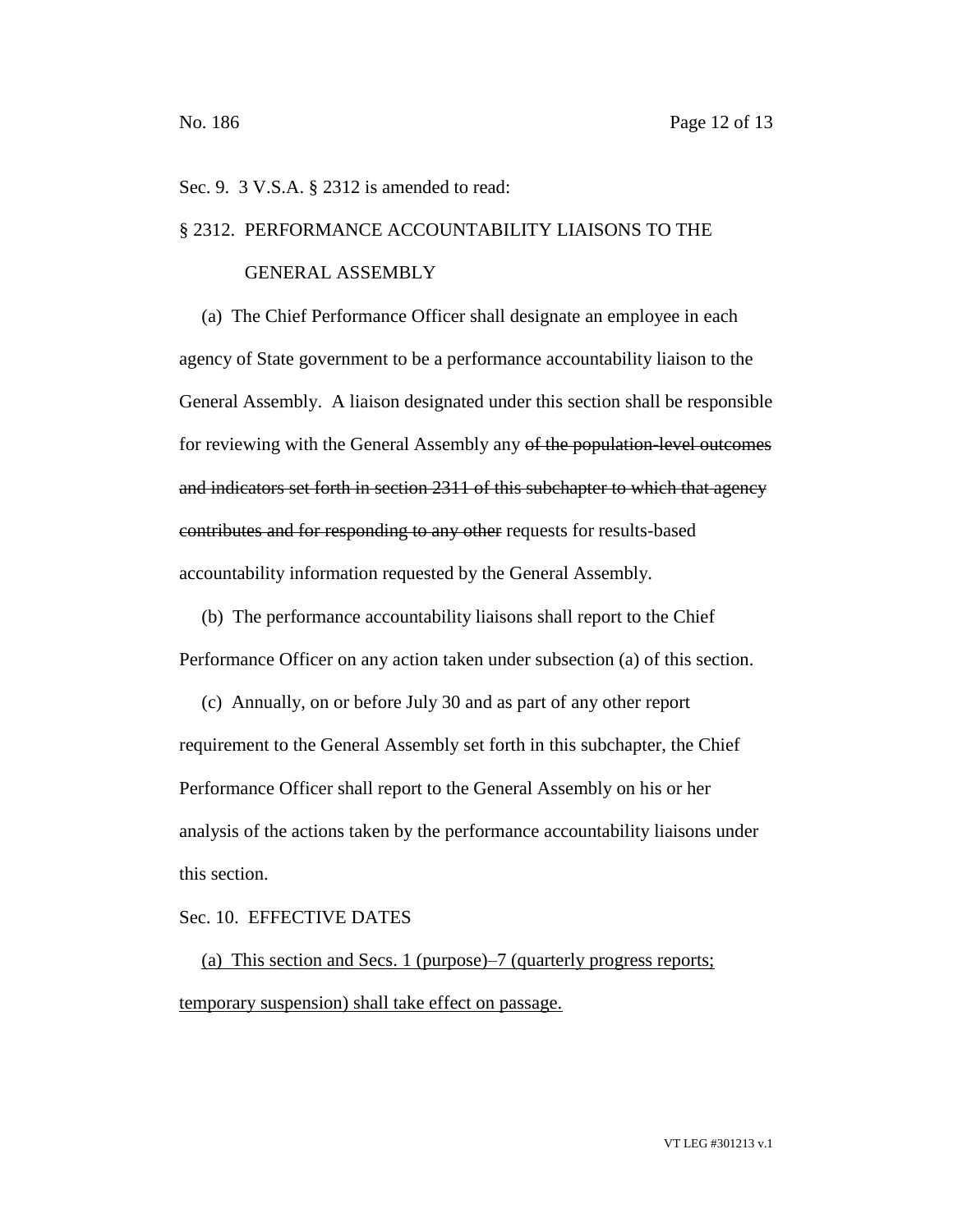Sec. 9. 3 V.S.A. § 2312 is amended to read:

§ 2312. PERFORMANCE ACCOUNTABILITY LIAISONS TO THE GENERAL ASSEMBLY

(a) The Chief Performance Officer shall designate an employee in each agency of State government to be a performance accountability liaison to the General Assembly. A liaison designated under this section shall be responsible for reviewing with the General Assembly any ~~of the population-level outcomes and indicators set forth in section 2311 of this subchapter to which that agency contributes and for responding to any other~~ requests for results-based accountability information requested by the General Assembly.

(b) The performance accountability liaisons shall report to the Chief Performance Officer on any action taken under subsection (a) of this section.

(c) Annually, on or before July 30 and as part of any other report requirement to the General Assembly set forth in this subchapter, the Chief Performance Officer shall report to the General Assembly on his or her analysis of the actions taken by the performance accountability liaisons under this section.

Sec. 10. EFFECTIVE DATES

<u>(a) This section and Secs. 1 (purpose)–7 (quarterly progress reports; temporary suspension) shall take effect on passage.</u>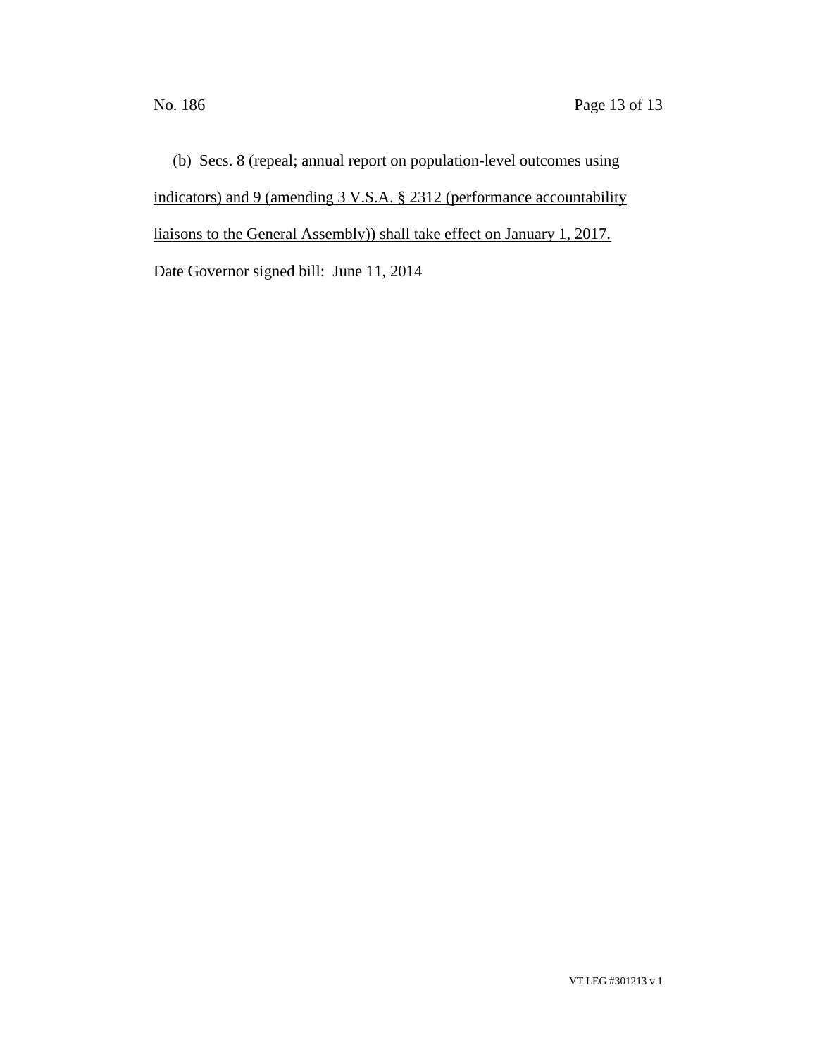(b) Secs. 8 (repeal; annual report on population-level outcomes using indicators) and 9 (amending 3 V.S.A. § 2312 (performance accountability liaisons to the General Assembly)) shall take effect on January 1, 2017.

Date Governor signed bill: June 11, 2014